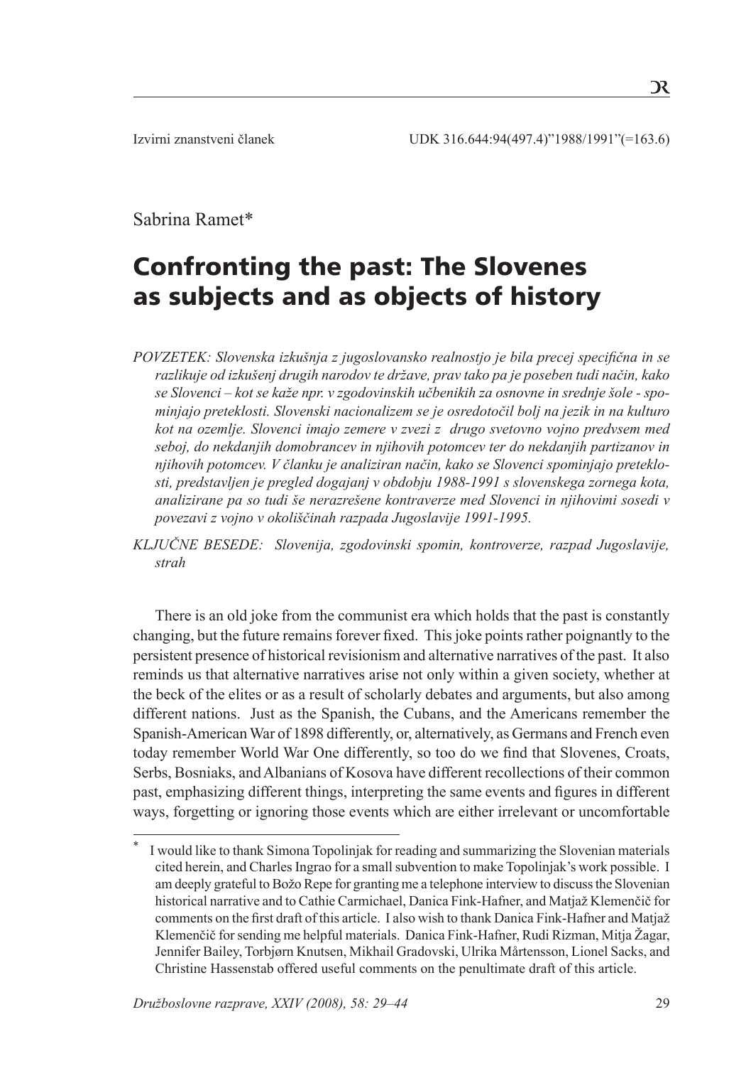Izvirni znanstveni članek UDK 316.644:94(497.4)"1988/1991"(=163.6)

Sabrina Ramet*

# Confronting the past: The Slovenes as subjects and as objects of history

*POVZETEK: Slovenska izkušnja z jugoslovansko realnostjo je bila precej specifična in se razlikuje od izkušenj drugih narodov te države, prav tako pa je poseben tudi način, kako se Slovenci – kot se kaže npr. v zgodovinskih učbenikih za osnovne in srednje šole - spominjajo preteklosti. Slovenski nacionalizem se je osredotočil bolj na jezik in na kulturo kot na ozemlje. Slovenci imajo zemere v zvezi z drugo svetovno vojno predvsem med seboj, do nekdanjih domobrancev in njihovih potomcev ter do nekdanjih partizanov in njihovih potomcev. V članku je analiziran način, kako se Slovenci spominjajo preteklosti, predstavljen je pregled dogajanj v obdobju 1988-1991 s slovenskega zornega kota, analizirane pa so tudi še nerazrešene kontraverze med Slovenci in njihovimi sosedi v povezavi z vojno v okoliščinah razpada Jugoslavije 1991-1995.*

*KLJUČNE BESEDE: Slovenija, zgodovinski spomin, kontroverze, razpad Jugoslavije, strah*

There is an old joke from the communist era which holds that the past is constantly changing, but the future remains forever fixed. This joke points rather poignantly to the persistent presence of historical revisionism and alternative narratives of the past. It also reminds us that alternative narratives arise not only within a given society, whether at the beck of the elites or as a result of scholarly debates and arguments, but also among different nations. Just as the Spanish, the Cubans, and the Americans remember the Spanish-American War of 1898 differently, or, alternatively, as Germans and French even today remember World War One differently, so too do we find that Slovenes, Croats, Serbs, Bosniaks, and Albanians of Kosova have different recollections of their common past, emphasizing different things, interpreting the same events and figures in different ways, forgetting or ignoring those events which are either irrelevant or uncomfortable

* I would like to thank Simona Topolinjak for reading and summarizing the Slovenian materials cited herein, and Charles Ingrao for a small subvention to make Topolinjak's work possible. I am deeply grateful to Božo Repe for granting me a telephone interview to discuss the Slovenian historical narrative and to Cathie Carmichael, Danica Fink-Hafner, and Matjaž Klemenčič for comments on the first draft of this article. I also wish to thank Danica Fink-Hafner and Matjaž Klemenčič for sending me helpful materials. Danica Fink-Hafner, Rudi Rizman, Mitja Žagar, Jennifer Bailey, Torbjørn Knutsen, Mikhail Gradovski, Ulrika Mårtensson, Lionel Sacks, and Christine Hassenstab offered useful comments on the penultimate draft of this article.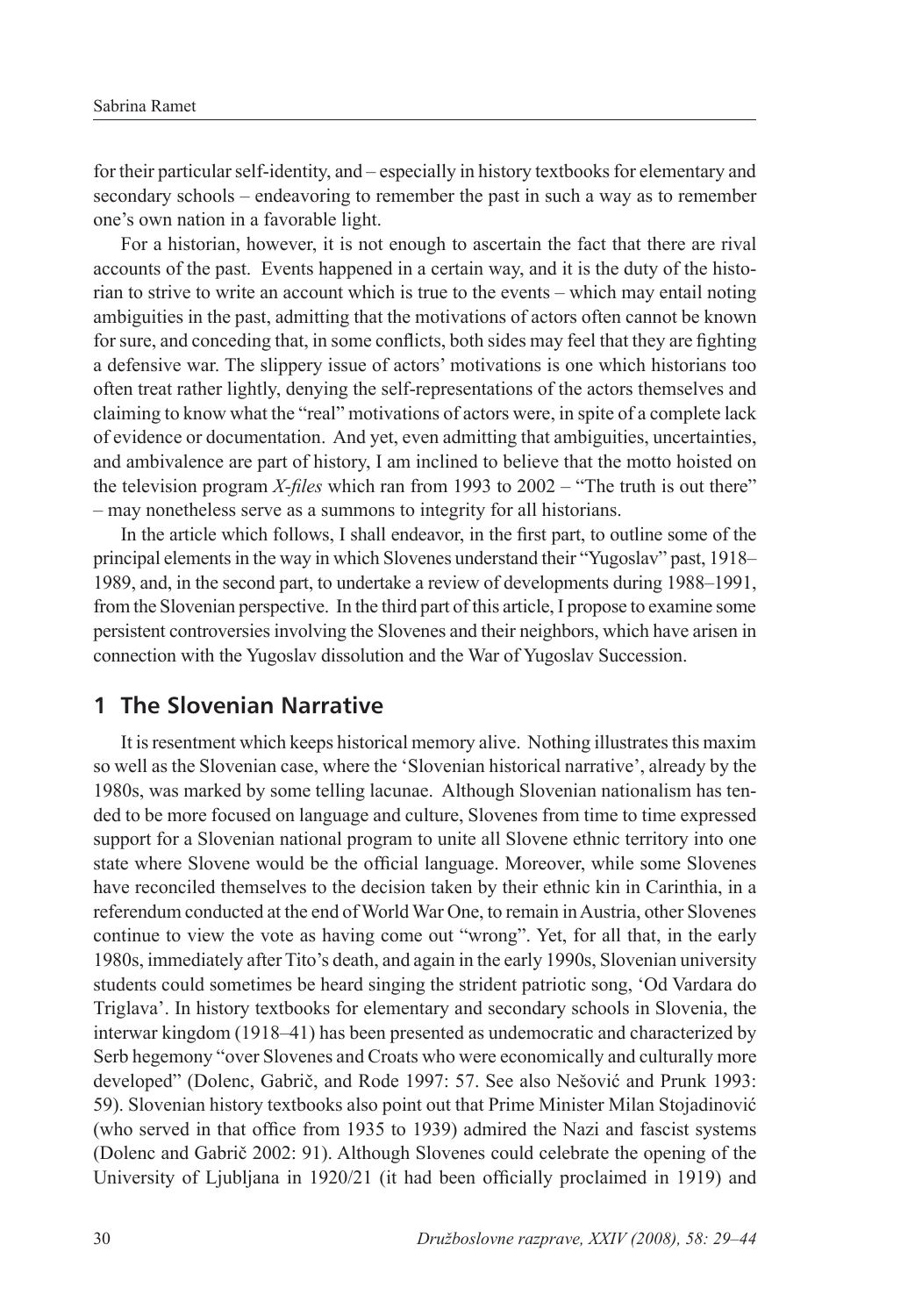for their particular self-identity, and – especially in history textbooks for elementary and secondary schools – endeavoring to remember the past in such a way as to remember one's own nation in a favorable light.

For a historian, however, it is not enough to ascertain the fact that there are rival accounts of the past. Events happened in a certain way, and it is the duty of the historian to strive to write an account which is true to the events – which may entail noting ambiguities in the past, admitting that the motivations of actors often cannot be known for sure, and conceding that, in some conflicts, both sides may feel that they are fighting a defensive war. The slippery issue of actors' motivations is one which historians too often treat rather lightly, denying the self-representations of the actors themselves and claiming to know what the "real" motivations of actors were, in spite of a complete lack of evidence or documentation. And yet, even admitting that ambiguities, uncertainties, and ambivalence are part of history, I am inclined to believe that the motto hoisted on the television program *X-files* which ran from 1993 to 2002 – "The truth is out there" – may nonetheless serve as a summons to integrity for all historians.

In the article which follows, I shall endeavor, in the first part, to outline some of the principal elements in the way in which Slovenes understand their "Yugoslav" past, 1918–1989, and, in the second part, to undertake a review of developments during 1988–1991, from the Slovenian perspective. In the third part of this article, I propose to examine some persistent controversies involving the Slovenes and their neighbors, which have arisen in connection with the Yugoslav dissolution and the War of Yugoslav Succession.

## 1 The Slovenian Narrative

It is resentment which keeps historical memory alive. Nothing illustrates this maxim so well as the Slovenian case, where the 'Slovenian historical narrative', already by the 1980s, was marked by some telling lacunae. Although Slovenian nationalism has tended to be more focused on language and culture, Slovenes from time to time expressed support for a Slovenian national program to unite all Slovene ethnic territory into one state where Slovene would be the official language. Moreover, while some Slovenes have reconciled themselves to the decision taken by their ethnic kin in Carinthia, in a referendum conducted at the end of World War One, to remain in Austria, other Slovenes continue to view the vote as having come out "wrong". Yet, for all that, in the early 1980s, immediately after Tito's death, and again in the early 1990s, Slovenian university students could sometimes be heard singing the strident patriotic song, 'Od Vardara do Triglava'. In history textbooks for elementary and secondary schools in Slovenia, the interwar kingdom (1918–41) has been presented as undemocratic and characterized by Serb hegemony "over Slovenes and Croats who were economically and culturally more developed" (Dolenc, Gabrič, and Rode 1997: 57. See also Nešović and Prunk 1993: 59). Slovenian history textbooks also point out that Prime Minister Milan Stojadinović (who served in that office from 1935 to 1939) admired the Nazi and fascist systems (Dolenc and Gabrič 2002: 91). Although Slovenes could celebrate the opening of the University of Ljubljana in 1920/21 (it had been officially proclaimed in 1919) and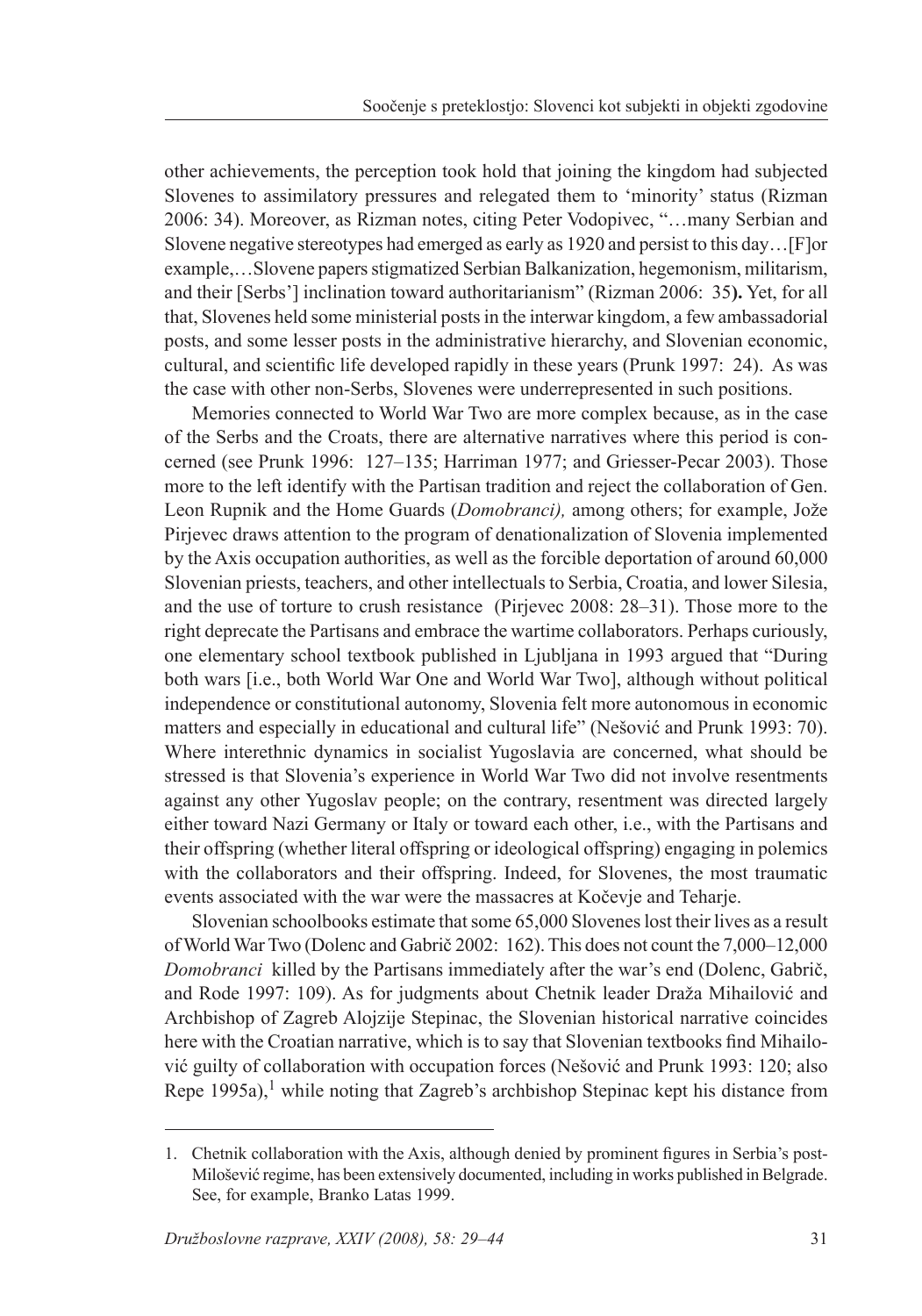other achievements, the perception took hold that joining the kingdom had subjected Slovenes to assimilatory pressures and relegated them to 'minority' status (Rizman 2006: 34). Moreover, as Rizman notes, citing Peter Vodopivec, "…many Serbian and Slovene negative stereotypes had emerged as early as 1920 and persist to this day…[F]or example,…Slovene papers stigmatized Serbian Balkanization, hegemonism, militarism, and their [Serbs'] inclination toward authoritarianism" (Rizman 2006: 35**).** Yet, for all that, Slovenes held some ministerial posts in the interwar kingdom, a few ambassadorial posts, and some lesser posts in the administrative hierarchy, and Slovenian economic, cultural, and scientific life developed rapidly in these years (Prunk 1997: 24). As was the case with other non-Serbs, Slovenes were underrepresented in such positions.

Memories connected to World War Two are more complex because, as in the case of the Serbs and the Croats, there are alternative narratives where this period is concerned (see Prunk 1996: 127–135; Harriman 1977; and Griesser-Pecar 2003). Those more to the left identify with the Partisan tradition and reject the collaboration of Gen. Leon Rupnik and the Home Guards (*Domobranci),* among others; for example, Jože Pirjevec draws attention to the program of denationalization of Slovenia implemented by the Axis occupation authorities, as well as the forcible deportation of around 60,000 Slovenian priests, teachers, and other intellectuals to Serbia, Croatia, and lower Silesia, and the use of torture to crush resistance (Pirjevec 2008: 28–31). Those more to the right deprecate the Partisans and embrace the wartime collaborators. Perhaps curiously, one elementary school textbook published in Ljubljana in 1993 argued that "During both wars [i.e., both World War One and World War Two], although without political independence or constitutional autonomy, Slovenia felt more autonomous in economic matters and especially in educational and cultural life" (Nešović and Prunk 1993: 70). Where interethnic dynamics in socialist Yugoslavia are concerned, what should be stressed is that Slovenia's experience in World War Two did not involve resentments against any other Yugoslav people; on the contrary, resentment was directed largely either toward Nazi Germany or Italy or toward each other, i.e., with the Partisans and their offspring (whether literal offspring or ideological offspring) engaging in polemics with the collaborators and their offspring. Indeed, for Slovenes, the most traumatic events associated with the war were the massacres at Kočevje and Teharje.

Slovenian schoolbooks estimate that some 65,000 Slovenes lost their lives as a result of World War Two (Dolenc and Gabrič 2002: 162). This does not count the 7,000–12,000 *Domobranci* killed by the Partisans immediately after the war's end (Dolenc, Gabrič, and Rode 1997: 109). As for judgments about Chetnik leader Draža Mihailović and Archbishop of Zagreb Alojzije Stepinac, the Slovenian historical narrative coincides here with the Croatian narrative, which is to say that Slovenian textbooks find Mihailović guilty of collaboration with occupation forces (Nešović and Prunk 1993: 120; also Repe 1995a),[1] while noting that Zagreb's archbishop Stepinac kept his distance from

---

1. Chetnik collaboration with the Axis, although denied by prominent figures in Serbia's post-Milošević regime, has been extensively documented, including in works published in Belgrade. See, for example, Branko Latas 1999.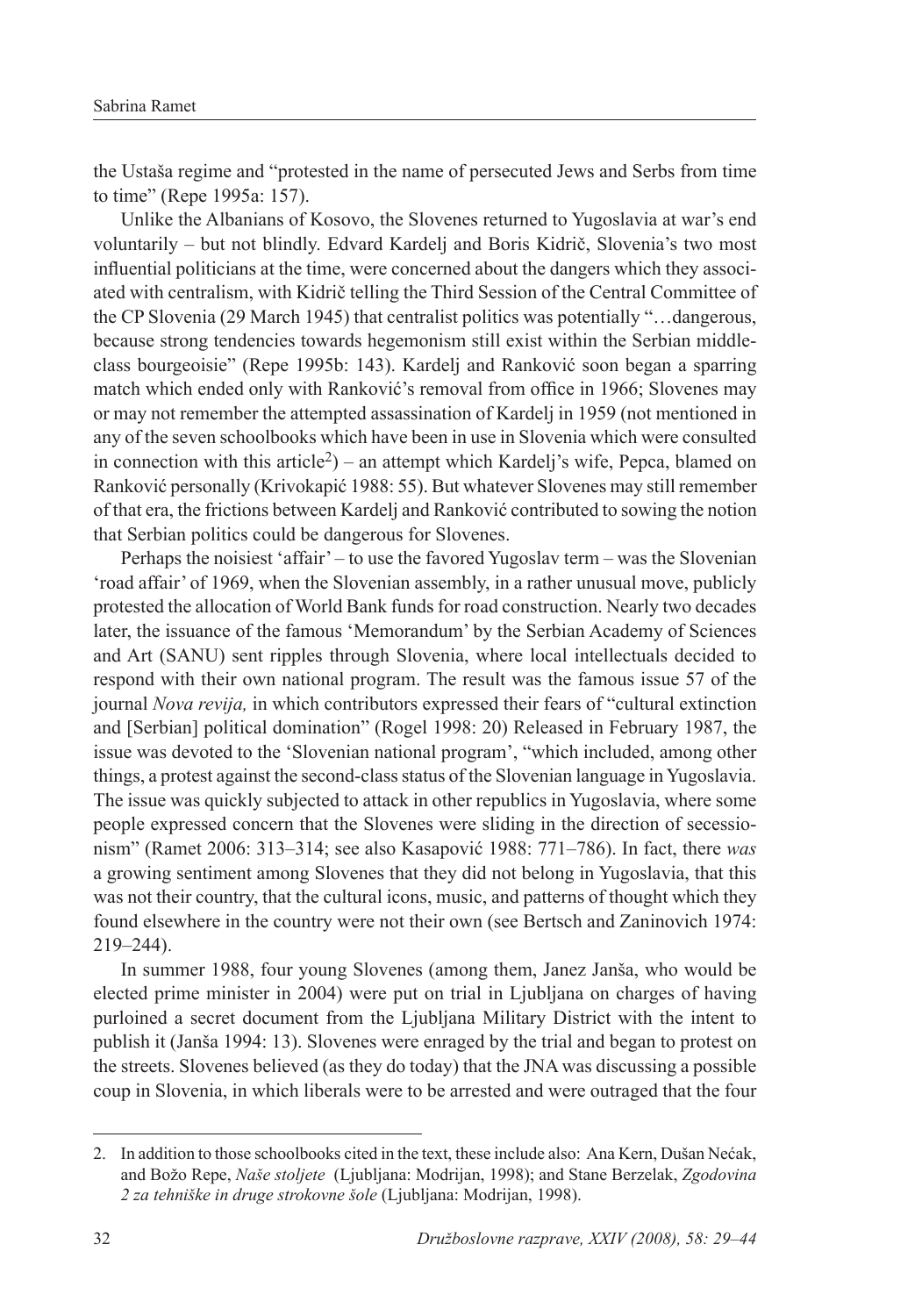the Ustaša regime and "protested in the name of persecuted Jews and Serbs from time to time" (Repe 1995a: 157).

Unlike the Albanians of Kosovo, the Slovenes returned to Yugoslavia at war's end voluntarily – but not blindly. Edvard Kardelj and Boris Kidrič, Slovenia's two most influential politicians at the time, were concerned about the dangers which they associated with centralism, with Kidrič telling the Third Session of the Central Committee of the CP Slovenia (29 March 1945) that centralist politics was potentially "…dangerous, because strong tendencies towards hegemonism still exist within the Serbian middle-class bourgeoisie" (Repe 1995b: 143). Kardelj and Ranković soon began a sparring match which ended only with Ranković's removal from office in 1966; Slovenes may or may not remember the attempted assassination of Kardelj in 1959 (not mentioned in any of the seven schoolbooks which have been in use in Slovenia which were consulted in connection with this article[2]) – an attempt which Kardelj's wife, Pepca, blamed on Ranković personally (Krivokapić 1988: 55). But whatever Slovenes may still remember of that era, the frictions between Kardelj and Ranković contributed to sowing the notion that Serbian politics could be dangerous for Slovenes.

Perhaps the noisiest 'affair' – to use the favored Yugoslav term – was the Slovenian 'road affair' of 1969, when the Slovenian assembly, in a rather unusual move, publicly protested the allocation of World Bank funds for road construction. Nearly two decades later, the issuance of the famous 'Memorandum' by the Serbian Academy of Sciences and Art (SANU) sent ripples through Slovenia, where local intellectuals decided to respond with their own national program. The result was the famous issue 57 of the journal *Nova revija,* in which contributors expressed their fears of "cultural extinction and [Serbian] political domination" (Rogel 1998: 20) Released in February 1987, the issue was devoted to the 'Slovenian national program', "which included, among other things, a protest against the second-class status of the Slovenian language in Yugoslavia. The issue was quickly subjected to attack in other republics in Yugoslavia, where some people expressed concern that the Slovenes were sliding in the direction of secessionism" (Ramet 2006: 313–314; see also Kasapović 1988: 771–786). In fact, there *was* a growing sentiment among Slovenes that they did not belong in Yugoslavia, that this was not their country, that the cultural icons, music, and patterns of thought which they found elsewhere in the country were not their own (see Bertsch and Zaninovich 1974: 219–244).

In summer 1988, four young Slovenes (among them, Janez Janša, who would be elected prime minister in 2004) were put on trial in Ljubljana on charges of having purloined a secret document from the Ljubljana Military District with the intent to publish it (Janša 1994: 13). Slovenes were enraged by the trial and began to protest on the streets. Slovenes believed (as they do today) that the JNA was discussing a possible coup in Slovenia, in which liberals were to be arrested and were outraged that the four

2. In addition to those schoolbooks cited in the text, these include also: Ana Kern, Dušan Nećak, and Božo Repe, *Naše stoljete* (Ljubljana: Modrijan, 1998); and Stane Berzelak, *Zgodovina 2 za tehniške in druge strokovne šole* (Ljubljana: Modrijan, 1998).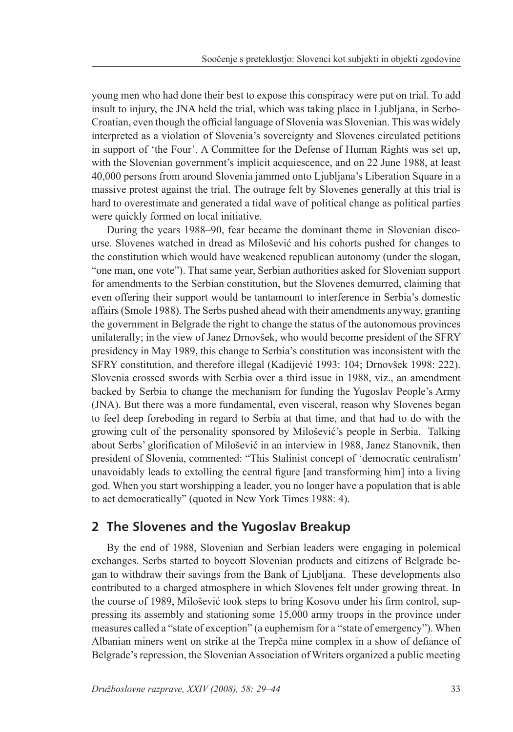young men who had done their best to expose this conspiracy were put on trial. To add insult to injury, the JNA held the trial, which was taking place in Ljubljana, in Serbo-Croatian, even though the official language of Slovenia was Slovenian. This was widely interpreted as a violation of Slovenia's sovereignty and Slovenes circulated petitions in support of 'the Four'. A Committee for the Defense of Human Rights was set up, with the Slovenian government's implicit acquiescence, and on 22 June 1988, at least 40,000 persons from around Slovenia jammed onto Ljubljana's Liberation Square in a massive protest against the trial. The outrage felt by Slovenes generally at this trial is hard to overestimate and generated a tidal wave of political change as political parties were quickly formed on local initiative.

During the years 1988–90, fear became the dominant theme in Slovenian discourse. Slovenes watched in dread as Milošević and his cohorts pushed for changes to the constitution which would have weakened republican autonomy (under the slogan, "one man, one vote"). That same year, Serbian authorities asked for Slovenian support for amendments to the Serbian constitution, but the Slovenes demurred, claiming that even offering their support would be tantamount to interference in Serbia's domestic affairs (Smole 1988). The Serbs pushed ahead with their amendments anyway, granting the government in Belgrade the right to change the status of the autonomous provinces unilaterally; in the view of Janez Drnovšek, who would become president of the SFRY presidency in May 1989, this change to Serbia's constitution was inconsistent with the SFRY constitution, and therefore illegal (Kadijević 1993: 104; Drnovšek 1998: 222). Slovenia crossed swords with Serbia over a third issue in 1988, viz., an amendment backed by Serbia to change the mechanism for funding the Yugoslav People's Army (JNA). But there was a more fundamental, even visceral, reason why Slovenes began to feel deep foreboding in regard to Serbia at that time, and that had to do with the growing cult of the personality sponsored by Milošević's people in Serbia. Talking about Serbs' glorification of Milošević in an interview in 1988, Janez Stanovnik, then president of Slovenia, commented: "This Stalinist concept of 'democratic centralism' unavoidably leads to extolling the central figure [and transforming him] into a living god. When you start worshipping a leader, you no longer have a population that is able to act democratically" (quoted in New York Times 1988: 4).

## 2 The Slovenes and the Yugoslav Breakup

By the end of 1988, Slovenian and Serbian leaders were engaging in polemical exchanges. Serbs started to boycott Slovenian products and citizens of Belgrade began to withdraw their savings from the Bank of Ljubljana. These developments also contributed to a charged atmosphere in which Slovenes felt under growing threat. In the course of 1989, Milošević took steps to bring Kosovo under his firm control, suppressing its assembly and stationing some 15,000 army troops in the province under measures called a "state of exception" (a euphemism for a "state of emergency"). When Albanian miners went on strike at the Trepča mine complex in a show of defiance of Belgrade's repression, the Slovenian Association of Writers organized a public meeting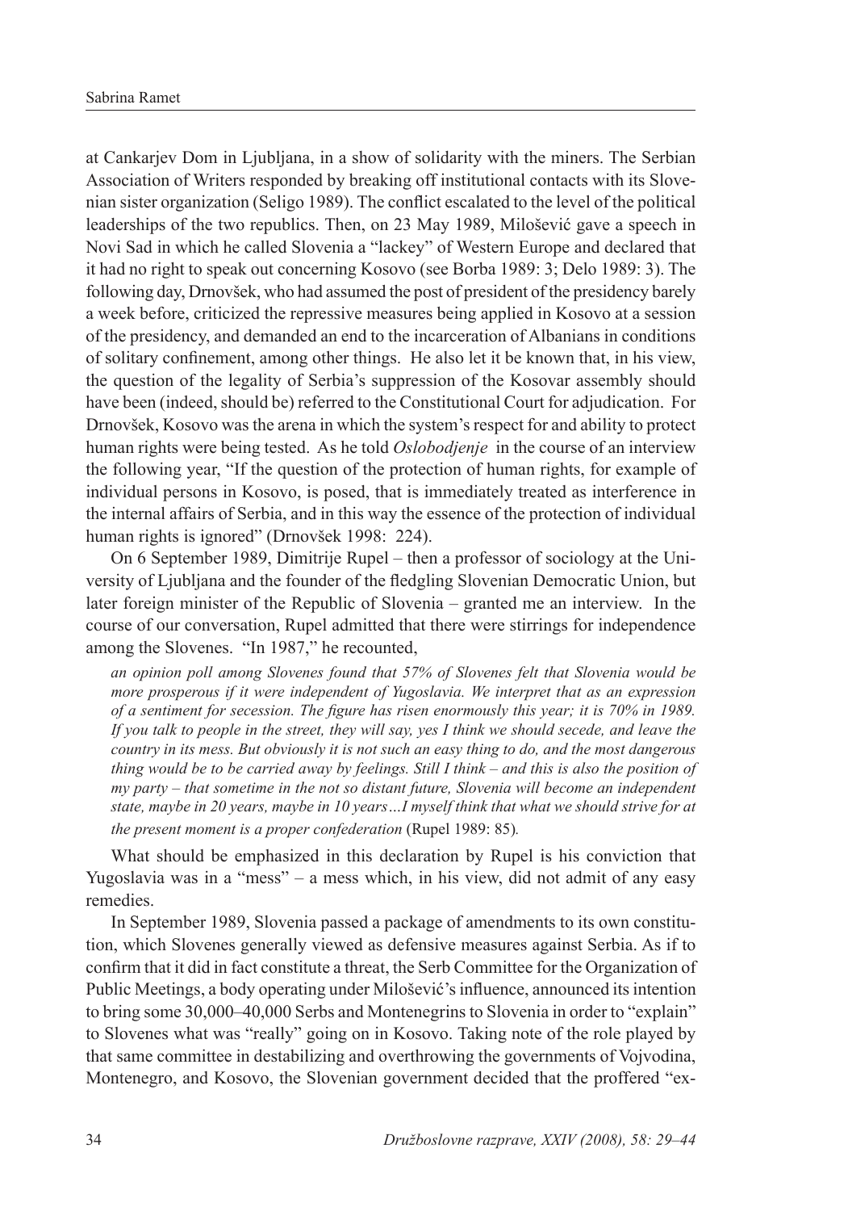at Cankarjev Dom in Ljubljana, in a show of solidarity with the miners. The Serbian Association of Writers responded by breaking off institutional contacts with its Slovenian sister organization (Seligo 1989). The conflict escalated to the level of the political leaderships of the two republics. Then, on 23 May 1989, Milošević gave a speech in Novi Sad in which he called Slovenia a "lackey" of Western Europe and declared that it had no right to speak out concerning Kosovo (see Borba 1989: 3; Delo 1989: 3). The following day, Drnovšek, who had assumed the post of president of the presidency barely a week before, criticized the repressive measures being applied in Kosovo at a session of the presidency, and demanded an end to the incarceration of Albanians in conditions of solitary confinement, among other things. He also let it be known that, in his view, the question of the legality of Serbia's suppression of the Kosovar assembly should have been (indeed, should be) referred to the Constitutional Court for adjudication. For Drnovšek, Kosovo was the arena in which the system's respect for and ability to protect human rights were being tested. As he told *Oslobodjenje* in the course of an interview the following year, "If the question of the protection of human rights, for example of individual persons in Kosovo, is posed, that is immediately treated as interference in the internal affairs of Serbia, and in this way the essence of the protection of individual human rights is ignored" (Drnovšek 1998: 224).

On 6 September 1989, Dimitrije Rupel – then a professor of sociology at the University of Ljubljana and the founder of the fledgling Slovenian Democratic Union, but later foreign minister of the Republic of Slovenia – granted me an interview. In the course of our conversation, Rupel admitted that there were stirrings for independence among the Slovenes. "In 1987," he recounted,

> *an opinion poll among Slovenes found that 57% of Slovenes felt that Slovenia would be more prosperous if it were independent of Yugoslavia. We interpret that as an expression of a sentiment for secession. The figure has risen enormously this year; it is 70% in 1989. If you talk to people in the street, they will say, yes I think we should secede, and leave the country in its mess. But obviously it is not such an easy thing to do, and the most dangerous thing would be to be carried away by feelings. Still I think – and this is also the position of my party – that sometime in the not so distant future, Slovenia will become an independent state, maybe in 20 years, maybe in 10 years…I myself think that what we should strive for at the present moment is a proper confederation* (Rupel 1989: 85).

What should be emphasized in this declaration by Rupel is his conviction that Yugoslavia was in a "mess" – a mess which, in his view, did not admit of any easy remedies.

In September 1989, Slovenia passed a package of amendments to its own constitution, which Slovenes generally viewed as defensive measures against Serbia. As if to confirm that it did in fact constitute a threat, the Serb Committee for the Organization of Public Meetings, a body operating under Milošević's influence, announced its intention to bring some 30,000–40,000 Serbs and Montenegrins to Slovenia in order to "explain" to Slovenes what was "really" going on in Kosovo. Taking note of the role played by that same committee in destabilizing and overthrowing the governments of Vojvodina, Montenegro, and Kosovo, the Slovenian government decided that the proffered "ex-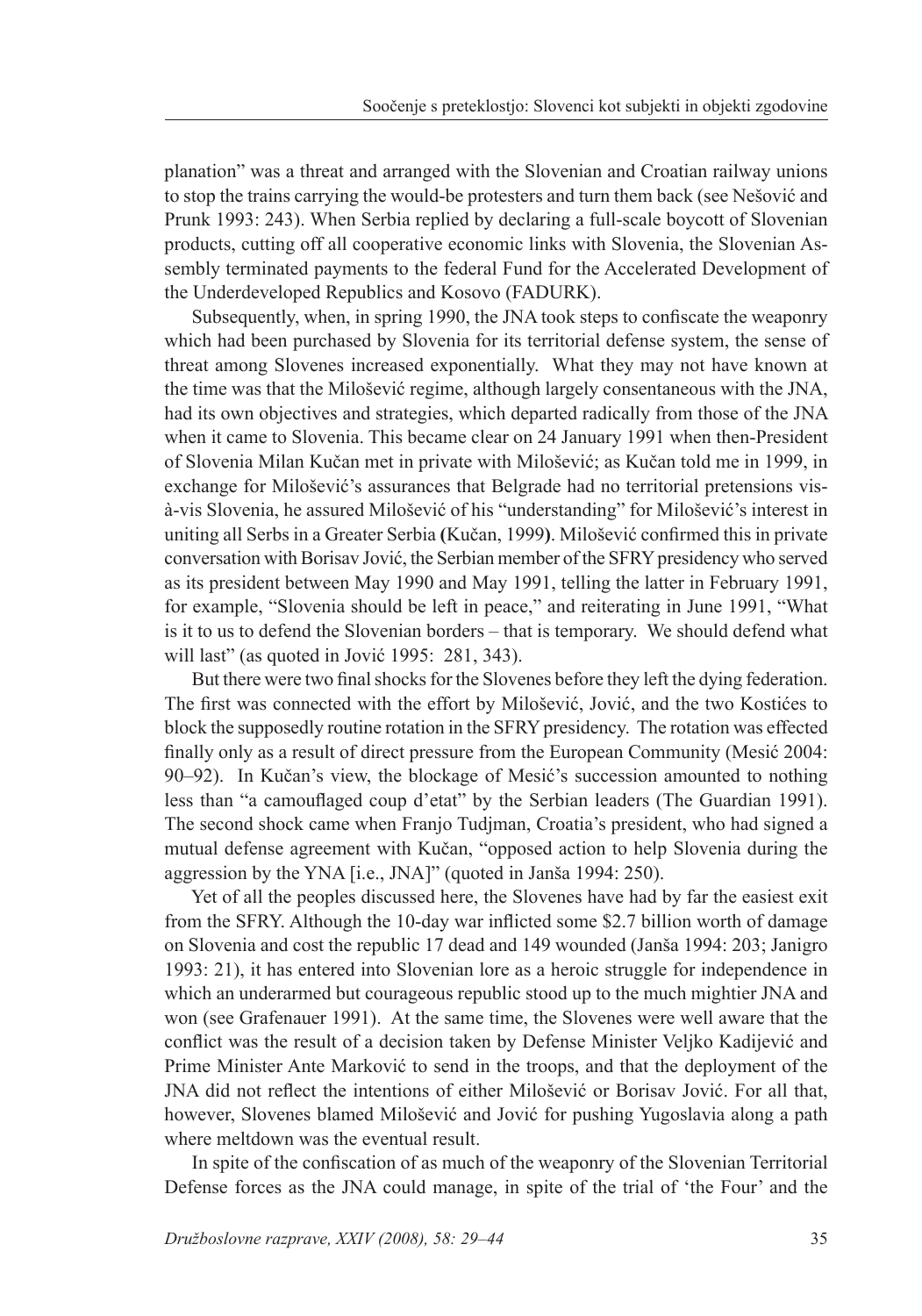planation" was a threat and arranged with the Slovenian and Croatian railway unions to stop the trains carrying the would-be protesters and turn them back (see Nešović and Prunk 1993: 243). When Serbia replied by declaring a full-scale boycott of Slovenian products, cutting off all cooperative economic links with Slovenia, the Slovenian Assembly terminated payments to the federal Fund for the Accelerated Development of the Underdeveloped Republics and Kosovo (FADURK).

Subsequently, when, in spring 1990, the JNA took steps to confiscate the weaponry which had been purchased by Slovenia for its territorial defense system, the sense of threat among Slovenes increased exponentially. What they may not have known at the time was that the Milošević regime, although largely consentaneous with the JNA, had its own objectives and strategies, which departed radically from those of the JNA when it came to Slovenia. This became clear on 24 January 1991 when then-President of Slovenia Milan Kučan met in private with Milošević; as Kučan told me in 1999, in exchange for Milošević's assurances that Belgrade had no territorial pretensions vis-à-vis Slovenia, he assured Milošević of his "understanding" for Milošević's interest in uniting all Serbs in a Greater Serbia **(**Kučan, 1999**)**. Milošević confirmed this in private conversation with Borisav Jović, the Serbian member of the SFRY presidency who served as its president between May 1990 and May 1991, telling the latter in February 1991, for example, "Slovenia should be left in peace," and reiterating in June 1991, "What is it to us to defend the Slovenian borders – that is temporary. We should defend what will last" (as quoted in Jović 1995: 281, 343).

But there were two final shocks for the Slovenes before they left the dying federation. The first was connected with the effort by Milošević, Jović, and the two Kostićes to block the supposedly routine rotation in the SFRY presidency. The rotation was effected finally only as a result of direct pressure from the European Community (Mesić 2004: 90–92). In Kučan's view, the blockage of Mesić's succession amounted to nothing less than "a camouflaged coup d'etat" by the Serbian leaders (The Guardian 1991). The second shock came when Franjo Tudjman, Croatia's president, who had signed a mutual defense agreement with Kučan, "opposed action to help Slovenia during the aggression by the YNA [i.e., JNA]" (quoted in Janša 1994: 250).

Yet of all the peoples discussed here, the Slovenes have had by far the easiest exit from the SFRY. Although the 10-day war inflicted some $2.7 billion worth of damage on Slovenia and cost the republic 17 dead and 149 wounded (Janša 1994: 203; Janigro 1993: 21), it has entered into Slovenian lore as a heroic struggle for independence in which an underarmed but courageous republic stood up to the much mightier JNA and won (see Grafenauer 1991). At the same time, the Slovenes were well aware that the conflict was the result of a decision taken by Defense Minister Veljko Kadijević and Prime Minister Ante Marković to send in the troops, and that the deployment of the JNA did not reflect the intentions of either Milošević or Borisav Jović. For all that, however, Slovenes blamed Milošević and Jović for pushing Yugoslavia along a path where meltdown was the eventual result.

In spite of the confiscation of as much of the weaponry of the Slovenian Territorial Defense forces as the JNA could manage, in spite of the trial of 'the Four' and the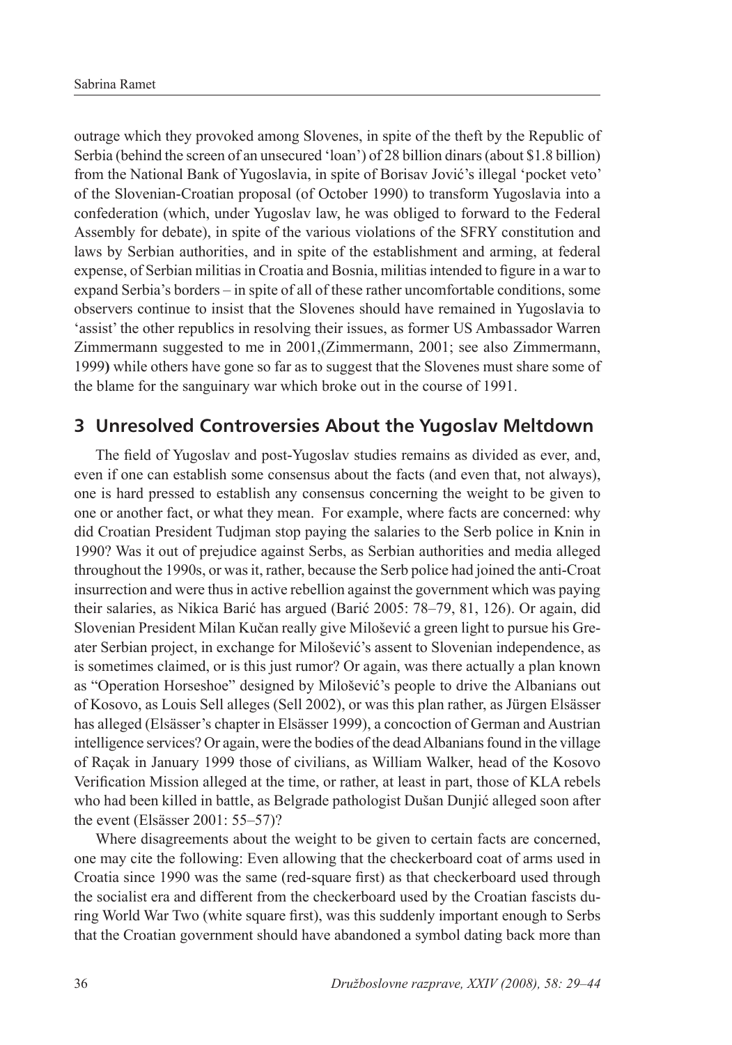outrage which they provoked among Slovenes, in spite of the theft by the Republic of Serbia (behind the screen of an unsecured 'loan') of 28 billion dinars (about $1.8 billion) from the National Bank of Yugoslavia, in spite of Borisav Jović's illegal 'pocket veto' of the Slovenian-Croatian proposal (of October 1990) to transform Yugoslavia into a confederation (which, under Yugoslav law, he was obliged to forward to the Federal Assembly for debate), in spite of the various violations of the SFRY constitution and laws by Serbian authorities, and in spite of the establishment and arming, at federal expense, of Serbian militias in Croatia and Bosnia, militias intended to figure in a war to expand Serbia's borders – in spite of all of these rather uncomfortable conditions, some observers continue to insist that the Slovenes should have remained in Yugoslavia to 'assist' the other republics in resolving their issues, as former US Ambassador Warren Zimmermann suggested to me in 2001,(Zimmermann, 2001; see also Zimmermann, 1999**)** while others have gone so far as to suggest that the Slovenes must share some of the blame for the sanguinary war which broke out in the course of 1991.

## 3 Unresolved Controversies About the Yugoslav Meltdown

The field of Yugoslav and post-Yugoslav studies remains as divided as ever, and, even if one can establish some consensus about the facts (and even that, not always), one is hard pressed to establish any consensus concerning the weight to be given to one or another fact, or what they mean. For example, where facts are concerned: why did Croatian President Tudjman stop paying the salaries to the Serb police in Knin in 1990? Was it out of prejudice against Serbs, as Serbian authorities and media alleged throughout the 1990s, or was it, rather, because the Serb police had joined the anti-Croat insurrection and were thus in active rebellion against the government which was paying their salaries, as Nikica Barić has argued (Barić 2005: 78–79, 81, 126). Or again, did Slovenian President Milan Kučan really give Milošević a green light to pursue his Greater Serbian project, in exchange for Milošević's assent to Slovenian independence, as is sometimes claimed, or is this just rumor? Or again, was there actually a plan known as "Operation Horseshoe" designed by Milošević's people to drive the Albanians out of Kosovo, as Louis Sell alleges (Sell 2002), or was this plan rather, as Jürgen Elsässer has alleged (Elsässer's chapter in Elsässer 1999), a concoction of German and Austrian intelligence services? Or again, were the bodies of the dead Albanians found in the village of Raçak in January 1999 those of civilians, as William Walker, head of the Kosovo Verification Mission alleged at the time, or rather, at least in part, those of KLA rebels who had been killed in battle, as Belgrade pathologist Dušan Dunjić alleged soon after the event (Elsässer 2001: 55–57)?

Where disagreements about the weight to be given to certain facts are concerned, one may cite the following: Even allowing that the checkerboard coat of arms used in Croatia since 1990 was the same (red-square first) as that checkerboard used through the socialist era and different from the checkerboard used by the Croatian fascists during World War Two (white square first), was this suddenly important enough to Serbs that the Croatian government should have abandoned a symbol dating back more than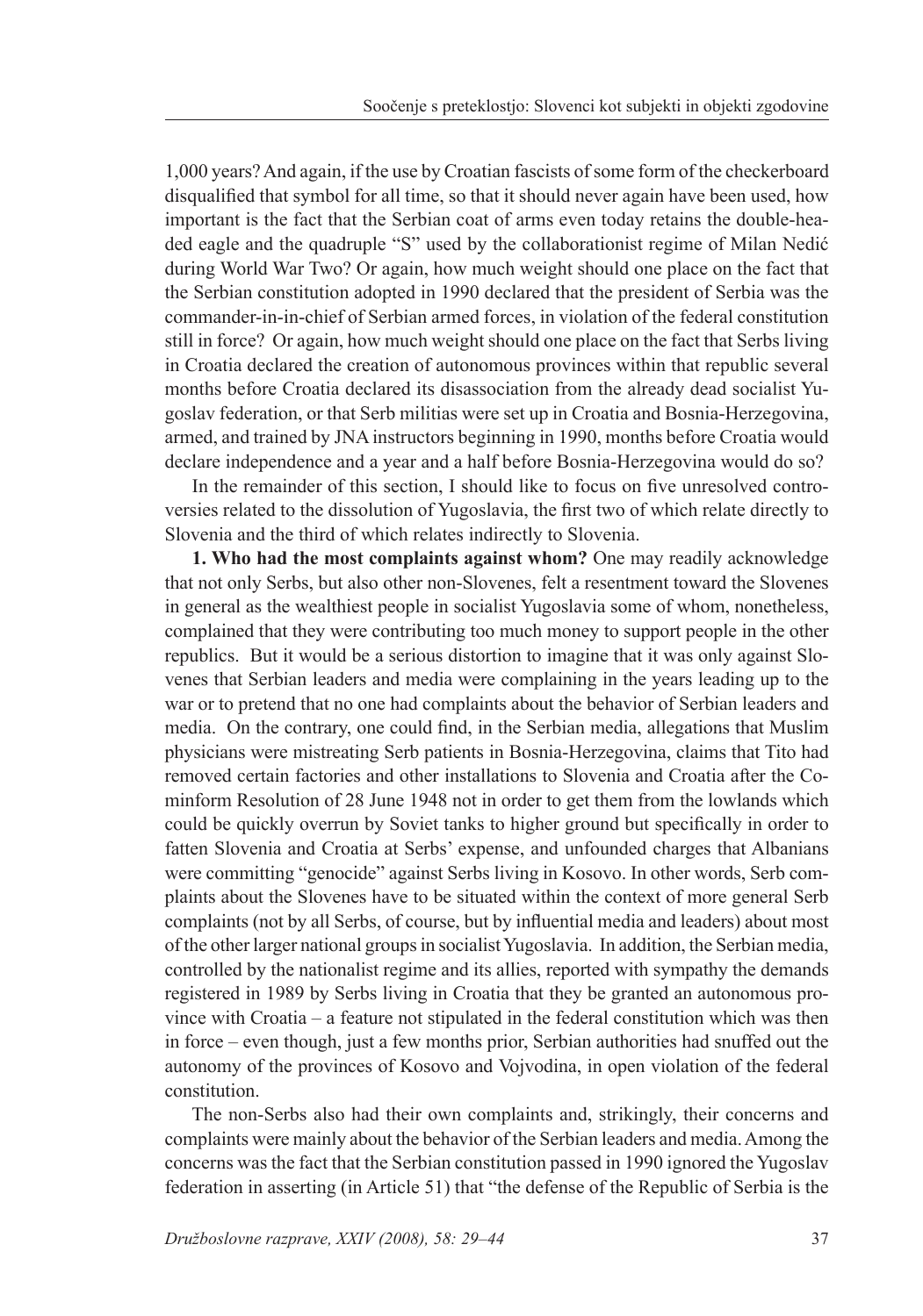1,000 years? And again, if the use by Croatian fascists of some form of the checkerboard disqualified that symbol for all time, so that it should never again have been used, how important is the fact that the Serbian coat of arms even today retains the double-headed eagle and the quadruple "S" used by the collaborationist regime of Milan Nedić during World War Two? Or again, how much weight should one place on the fact that the Serbian constitution adopted in 1990 declared that the president of Serbia was the commander-in-in-chief of Serbian armed forces, in violation of the federal constitution still in force? Or again, how much weight should one place on the fact that Serbs living in Croatia declared the creation of autonomous provinces within that republic several months before Croatia declared its disassociation from the already dead socialist Yugoslav federation, or that Serb militias were set up in Croatia and Bosnia-Herzegovina, armed, and trained by JNA instructors beginning in 1990, months before Croatia would declare independence and a year and a half before Bosnia-Herzegovina would do so?

In the remainder of this section, I should like to focus on five unresolved controversies related to the dissolution of Yugoslavia, the first two of which relate directly to Slovenia and the third of which relates indirectly to Slovenia.

**1. Who had the most complaints against whom?** One may readily acknowledge that not only Serbs, but also other non-Slovenes, felt a resentment toward the Slovenes in general as the wealthiest people in socialist Yugoslavia some of whom, nonetheless, complained that they were contributing too much money to support people in the other republics. But it would be a serious distortion to imagine that it was only against Slovenes that Serbian leaders and media were complaining in the years leading up to the war or to pretend that no one had complaints about the behavior of Serbian leaders and media. On the contrary, one could find, in the Serbian media, allegations that Muslim physicians were mistreating Serb patients in Bosnia-Herzegovina, claims that Tito had removed certain factories and other installations to Slovenia and Croatia after the Cominform Resolution of 28 June 1948 not in order to get them from the lowlands which could be quickly overrun by Soviet tanks to higher ground but specifically in order to fatten Slovenia and Croatia at Serbs' expense, and unfounded charges that Albanians were committing "genocide" against Serbs living in Kosovo. In other words, Serb complaints about the Slovenes have to be situated within the context of more general Serb complaints (not by all Serbs, of course, but by influential media and leaders) about most of the other larger national groups in socialist Yugoslavia. In addition, the Serbian media, controlled by the nationalist regime and its allies, reported with sympathy the demands registered in 1989 by Serbs living in Croatia that they be granted an autonomous province with Croatia – a feature not stipulated in the federal constitution which was then in force – even though, just a few months prior, Serbian authorities had snuffed out the autonomy of the provinces of Kosovo and Vojvodina, in open violation of the federal constitution.

The non-Serbs also had their own complaints and, strikingly, their concerns and complaints were mainly about the behavior of the Serbian leaders and media. Among the concerns was the fact that the Serbian constitution passed in 1990 ignored the Yugoslav federation in asserting (in Article 51) that "the defense of the Republic of Serbia is the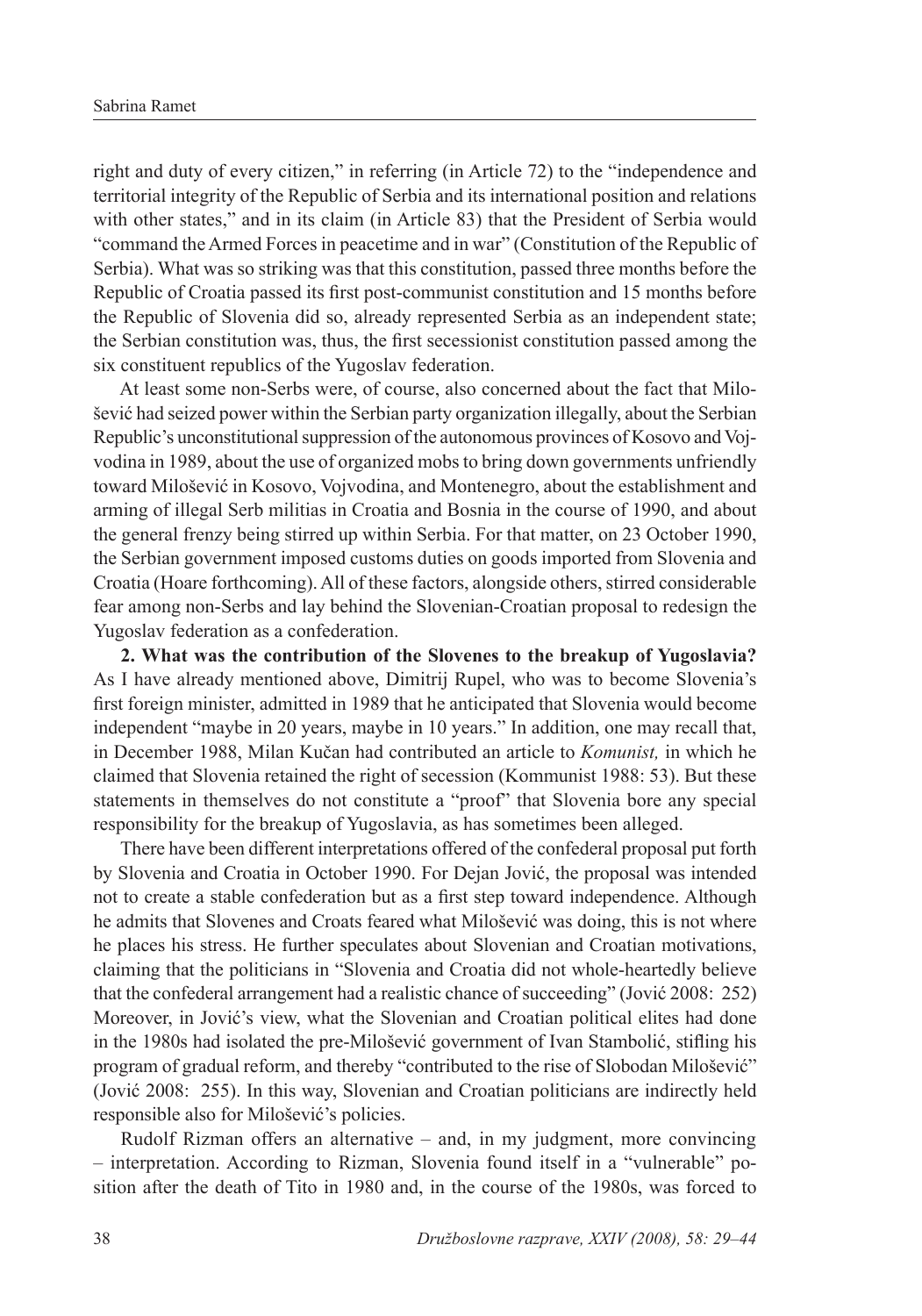right and duty of every citizen," in referring (in Article 72) to the "independence and territorial integrity of the Republic of Serbia and its international position and relations with other states," and in its claim (in Article 83) that the President of Serbia would "command the Armed Forces in peacetime and in war" (Constitution of the Republic of Serbia). What was so striking was that this constitution, passed three months before the Republic of Croatia passed its first post-communist constitution and 15 months before the Republic of Slovenia did so, already represented Serbia as an independent state; the Serbian constitution was, thus, the first secessionist constitution passed among the six constituent republics of the Yugoslav federation.

At least some non-Serbs were, of course, also concerned about the fact that Milošević had seized power within the Serbian party organization illegally, about the Serbian Republic's unconstitutional suppression of the autonomous provinces of Kosovo and Vojvodina in 1989, about the use of organized mobs to bring down governments unfriendly toward Milošević in Kosovo, Vojvodina, and Montenegro, about the establishment and arming of illegal Serb militias in Croatia and Bosnia in the course of 1990, and about the general frenzy being stirred up within Serbia. For that matter, on 23 October 1990, the Serbian government imposed customs duties on goods imported from Slovenia and Croatia (Hoare forthcoming). All of these factors, alongside others, stirred considerable fear among non-Serbs and lay behind the Slovenian-Croatian proposal to redesign the Yugoslav federation as a confederation.

**2. What was the contribution of the Slovenes to the breakup of Yugoslavia?** As I have already mentioned above, Dimitrij Rupel, who was to become Slovenia's first foreign minister, admitted in 1989 that he anticipated that Slovenia would become independent "maybe in 20 years, maybe in 10 years." In addition, one may recall that, in December 1988, Milan Kučan had contributed an article to *Komunist,* in which he claimed that Slovenia retained the right of secession (Kommunist 1988: 53). But these statements in themselves do not constitute a "proof" that Slovenia bore any special responsibility for the breakup of Yugoslavia, as has sometimes been alleged.

There have been different interpretations offered of the confederal proposal put forth by Slovenia and Croatia in October 1990. For Dejan Jović, the proposal was intended not to create a stable confederation but as a first step toward independence. Although he admits that Slovenes and Croats feared what Milošević was doing, this is not where he places his stress. He further speculates about Slovenian and Croatian motivations, claiming that the politicians in "Slovenia and Croatia did not whole-heartedly believe that the confederal arrangement had a realistic chance of succeeding" (Jović 2008: 252) Moreover, in Jović's view, what the Slovenian and Croatian political elites had done in the 1980s had isolated the pre-Milošević government of Ivan Stambolić, stifling his program of gradual reform, and thereby "contributed to the rise of Slobodan Milošević" (Jović 2008: 255). In this way, Slovenian and Croatian politicians are indirectly held responsible also for Milošević's policies.

Rudolf Rizman offers an alternative – and, in my judgment, more convincing – interpretation. According to Rizman, Slovenia found itself in a "vulnerable" position after the death of Tito in 1980 and, in the course of the 1980s, was forced to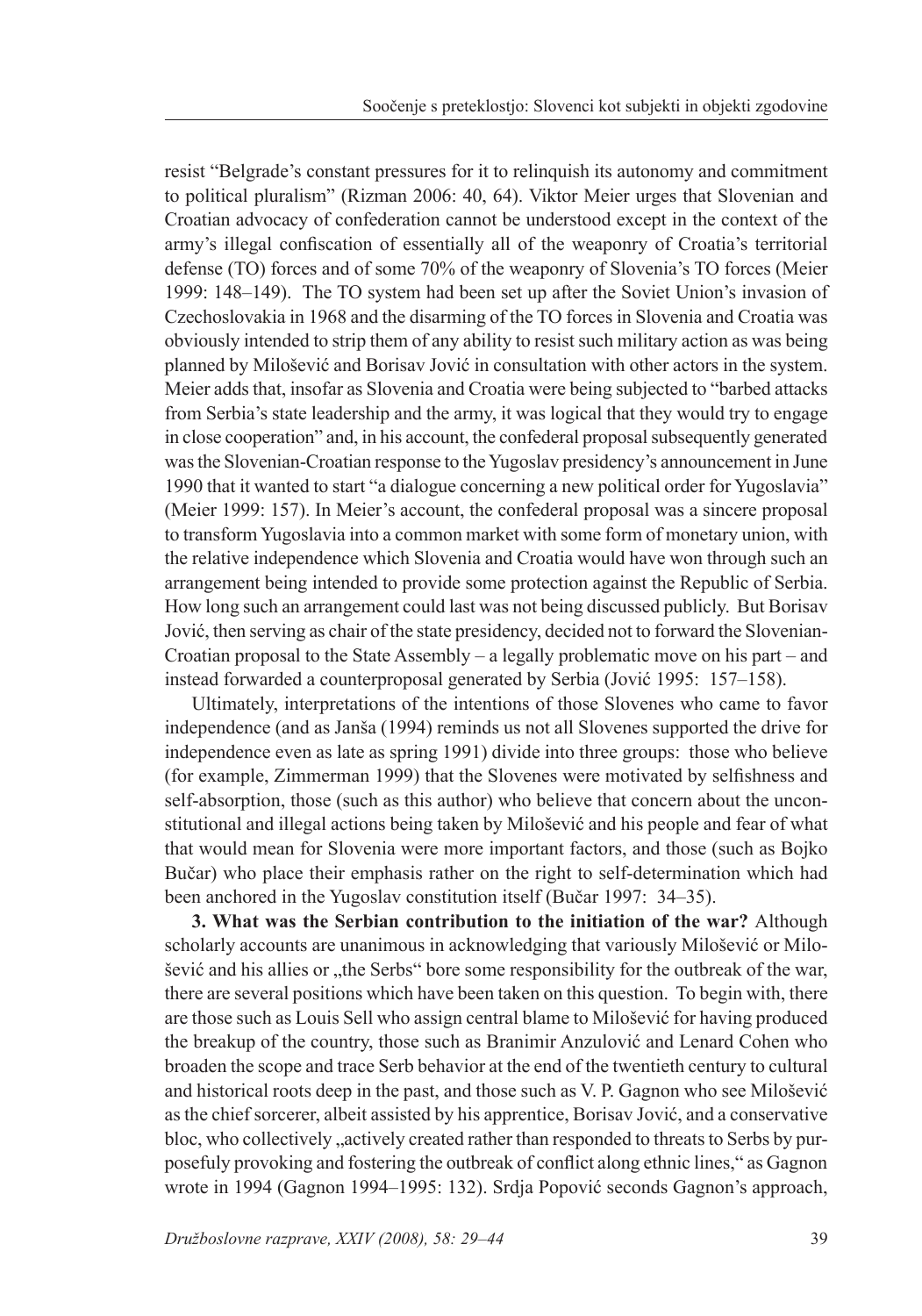resist “Belgrade’s constant pressures for it to relinquish its autonomy and commitment to political pluralism” (Rizman 2006: 40, 64). Viktor Meier urges that Slovenian and Croatian advocacy of confederation cannot be understood except in the context of the army’s illegal confiscation of essentially all of the weaponry of Croatia’s territorial defense (TO) forces and of some 70% of the weaponry of Slovenia’s TO forces (Meier 1999: 148–149). The TO system had been set up after the Soviet Union’s invasion of Czechoslovakia in 1968 and the disarming of the TO forces in Slovenia and Croatia was obviously intended to strip them of any ability to resist such military action as was being planned by Milošević and Borisav Jović in consultation with other actors in the system. Meier adds that, insofar as Slovenia and Croatia were being subjected to “barbed attacks from Serbia’s state leadership and the army, it was logical that they would try to engage in close cooperation” and, in his account, the confederal proposal subsequently generated was the Slovenian-Croatian response to the Yugoslav presidency’s announcement in June 1990 that it wanted to start “a dialogue concerning a new political order for Yugoslavia” (Meier 1999: 157). In Meier’s account, the confederal proposal was a sincere proposal to transform Yugoslavia into a common market with some form of monetary union, with the relative independence which Slovenia and Croatia would have won through such an arrangement being intended to provide some protection against the Republic of Serbia. How long such an arrangement could last was not being discussed publicly. But Borisav Jović, then serving as chair of the state presidency, decided not to forward the Slovenian-Croatian proposal to the State Assembly – a legally problematic move on his part – and instead forwarded a counterproposal generated by Serbia (Jović 1995: 157–158).

Ultimately, interpretations of the intentions of those Slovenes who came to favor independence (and as Janša (1994) reminds us not all Slovenes supported the drive for independence even as late as spring 1991) divide into three groups: those who believe (for example, Zimmerman 1999) that the Slovenes were motivated by selfishness and self-absorption, those (such as this author) who believe that concern about the unconstitutional and illegal actions being taken by Milošević and his people and fear of what that would mean for Slovenia were more important factors, and those (such as Bojko Bučar) who place their emphasis rather on the right to self-determination which had been anchored in the Yugoslav constitution itself (Bučar 1997: 34–35).

**3. What was the Serbian contribution to the initiation of the war?** Although scholarly accounts are unanimous in acknowledging that variously Milošević or Milošević and his allies or „the Serbs“ bore some responsibility for the outbreak of the war, there are several positions which have been taken on this question. To begin with, there are those such as Louis Sell who assign central blame to Milošević for having produced the breakup of the country, those such as Branimir Anzulović and Lenard Cohen who broaden the scope and trace Serb behavior at the end of the twentieth century to cultural and historical roots deep in the past, and those such as V. P. Gagnon who see Milošević as the chief sorcerer, albeit assisted by his apprentice, Borisav Jović, and a conservative bloc, who collectively „actively created rather than responded to threats to Serbs by purposefully provoking and fostering the outbreak of conflict along ethnic lines,“ as Gagnon wrote in 1994 (Gagnon 1994–1995: 132). Srdja Popović seconds Gagnon’s approach,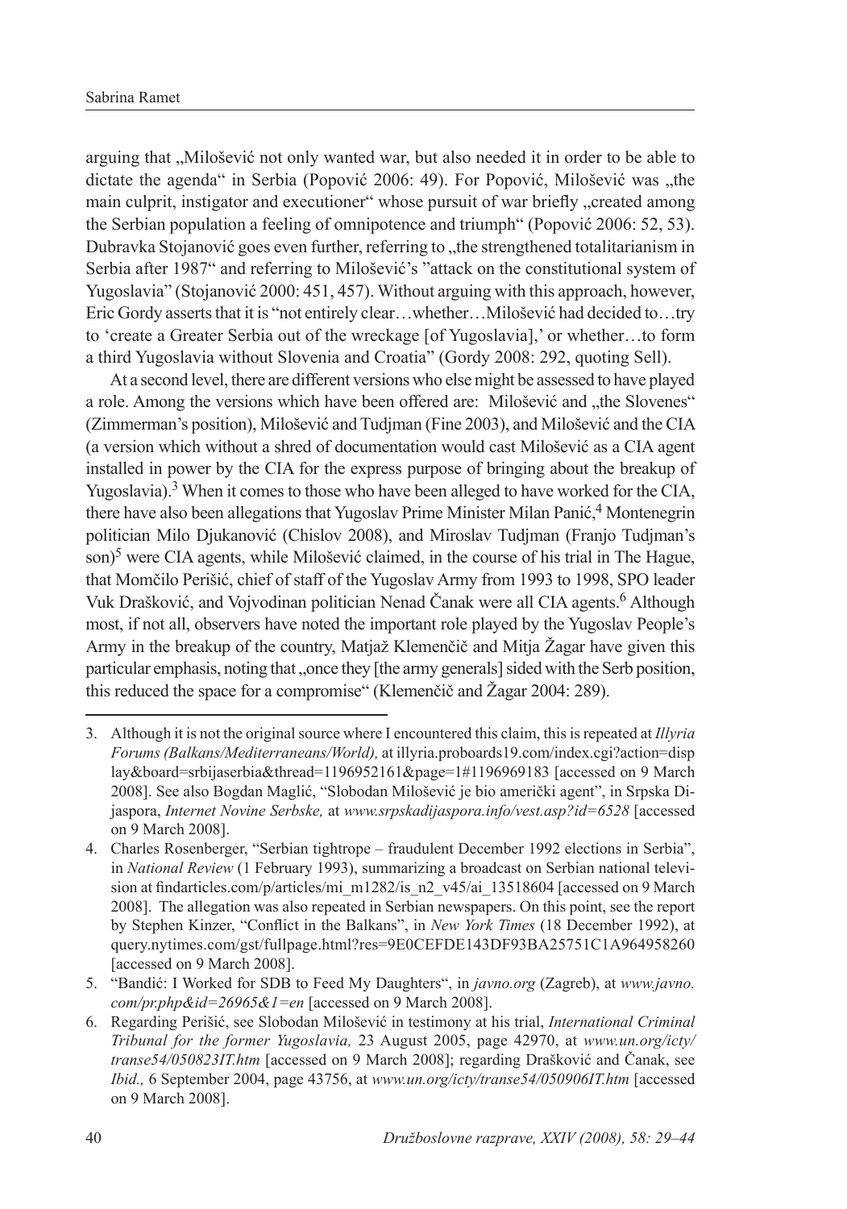arguing that „Milošević not only wanted war, but also needed it in order to be able to dictate the agenda" in Serbia (Popović 2006: 49). For Popović, Milošević was „the main culprit, instigator and executioner" whose pursuit of war briefly „created among the Serbian population a feeling of omnipotence and triumph" (Popović 2006: 52, 53). Dubravka Stojanović goes even further, referring to „the strengthened totalitarianism in Serbia after 1987" and referring to Milošević's "attack on the constitutional system of Yugoslavia" (Stojanović 2000: 451, 457). Without arguing with this approach, however, Eric Gordy asserts that it is "not entirely clear…whether…Milošević had decided to…try to 'create a Greater Serbia out of the wreckage [of Yugoslavia],' or whether…to form a third Yugoslavia without Slovenia and Croatia" (Gordy 2008: 292, quoting Sell).

At a second level, there are different versions who else might be assessed to have played a role. Among the versions which have been offered are: Milošević and „the Slovenes" (Zimmerman's position), Milošević and Tudjman (Fine 2003), and Milošević and the CIA (a version which without a shred of documentation would cast Milošević as a CIA agent installed in power by the CIA for the express purpose of bringing about the breakup of Yugoslavia).[3] When it comes to those who have been alleged to have worked for the CIA, there have also been allegations that Yugoslav Prime Minister Milan Panić,[4] Montenegrin politician Milo Djukanović (Chislov 2008), and Miroslav Tudjman (Franjo Tudjman's son)[5] were CIA agents, while Milošević claimed, in the course of his trial in The Hague, that Momčilo Perišić, chief of staff of the Yugoslav Army from 1993 to 1998, SPO leader Vuk Drašković, and Vojvodinan politician Nenad Čanak were all CIA agents.[6] Although most, if not all, observers have noted the important role played by the Yugoslav People's Army in the breakup of the country, Matjaž Klemenčič and Mitja Žagar have given this particular emphasis, noting that „once they [the army generals] sided with the Serb position, this reduced the space for a compromise" (Klemenčič and Žagar 2004: 289).

---

3. Although it is not the original source where I encountered this claim, this is repeated at *Illyria Forums (Balkans/Mediterraneans/World),* at illyria.proboards19.com/index.cgi?action=display&board=srbijaserbia&thread=1196952161&page=1#1196969183 [accessed on 9 March 2008]. See also Bogdan Maglić, "Slobodan Milošević je bio američki agent", in Srpska Dijaspora, *Internet Novine Serbske,* at *www.srpskadijaspora.info/vest.asp?id=6528* [accessed on 9 March 2008].
4. Charles Rosenberger, "Serbian tightrope – fraudulent December 1992 elections in Serbia", in *National Review* (1 February 1993), summarizing a broadcast on Serbian national television at findarticles.com/p/articles/mi_m1282/is_n2_v45/ai_13518604 [accessed on 9 March 2008]. The allegation was also repeated in Serbian newspapers. On this point, see the report by Stephen Kinzer, "Conflict in the Balkans", in *New York Times* (18 December 1992), at query.nytimes.com/gst/fullpage.html?res=9E0CEFDE143DF93BA25751C1A964958260 [accessed on 9 March 2008].
5. "Bandić: I Worked for SDB to Feed My Daughters", in *javno.org* (Zagreb), at *www.javno.com/pr.php&id=26965&1=en* [accessed on 9 March 2008].
6. Regarding Perišić, see Slobodan Milošević in testimony at his trial, *International Criminal Tribunal for the former Yugoslavia,* 23 August 2005, page 42970, at *www.un.org/icty/transe54/050823IT.htm* [accessed on 9 March 2008]; regarding Drašković and Čanak, see *Ibid.,* 6 September 2004, page 43756, at *www.un.org/icty/transe54/050906IT.htm* [accessed on 9 March 2008].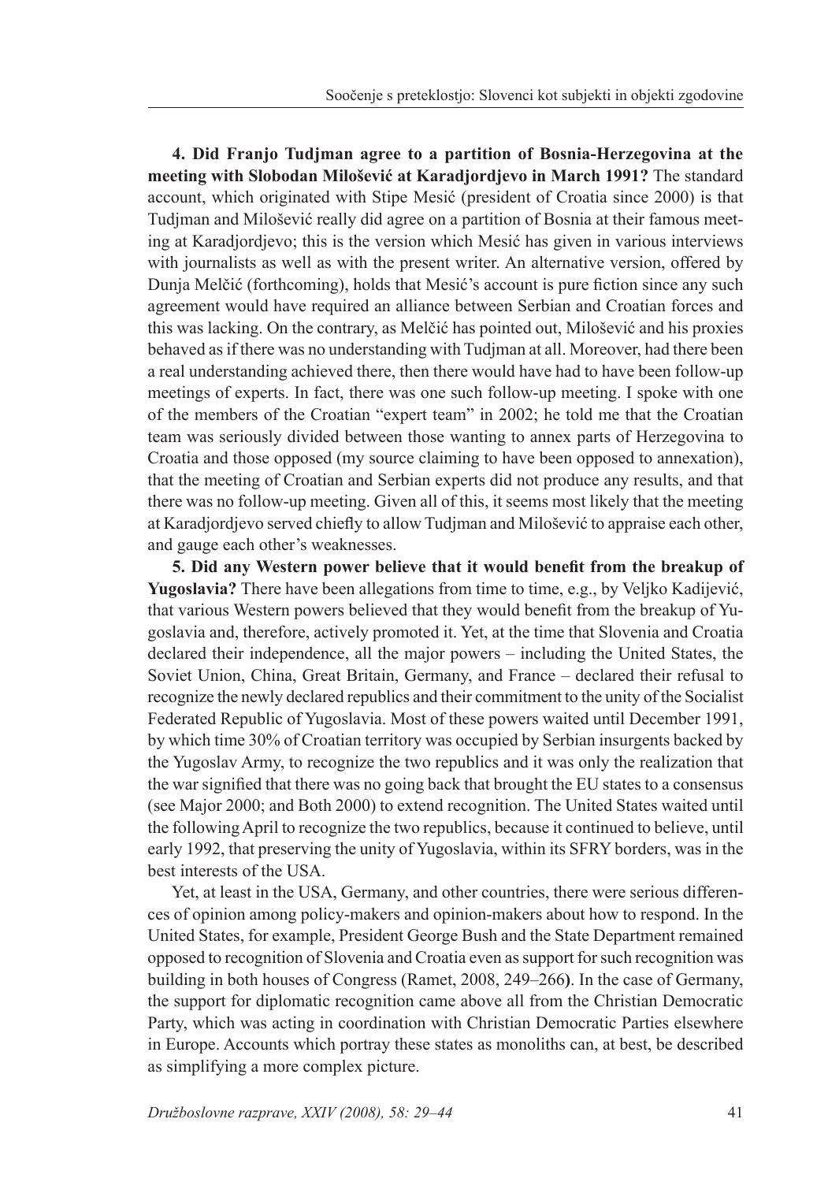**4. Did Franjo Tudjman agree to a partition of Bosnia-Herzegovina at the meeting with Slobodan Milošević at Karadjordjevo in March 1991?** The standard account, which originated with Stipe Mesić (president of Croatia since 2000) is that Tudjman and Milošević really did agree on a partition of Bosnia at their famous meeting at Karadjordjevo; this is the version which Mesić has given in various interviews with journalists as well as with the present writer. An alternative version, offered by Dunja Melčić (forthcoming), holds that Mesić's account is pure fiction since any such agreement would have required an alliance between Serbian and Croatian forces and this was lacking. On the contrary, as Melčić has pointed out, Milošević and his proxies behaved as if there was no understanding with Tudjman at all. Moreover, had there been a real understanding achieved there, then there would have had to have been follow-up meetings of experts. In fact, there was one such follow-up meeting. I spoke with one of the members of the Croatian "expert team" in 2002; he told me that the Croatian team was seriously divided between those wanting to annex parts of Herzegovina to Croatia and those opposed (my source claiming to have been opposed to annexation), that the meeting of Croatian and Serbian experts did not produce any results, and that there was no follow-up meeting. Given all of this, it seems most likely that the meeting at Karadjordjevo served chiefly to allow Tudjman and Milošević to appraise each other, and gauge each other's weaknesses.

**5. Did any Western power believe that it would benefit from the breakup of Yugoslavia?** There have been allegations from time to time, e.g., by Veljko Kadijević, that various Western powers believed that they would benefit from the breakup of Yugoslavia and, therefore, actively promoted it. Yet, at the time that Slovenia and Croatia declared their independence, all the major powers – including the United States, the Soviet Union, China, Great Britain, Germany, and France – declared their refusal to recognize the newly declared republics and their commitment to the unity of the Socialist Federated Republic of Yugoslavia. Most of these powers waited until December 1991, by which time 30% of Croatian territory was occupied by Serbian insurgents backed by the Yugoslav Army, to recognize the two republics and it was only the realization that the war signified that there was no going back that brought the EU states to a consensus (see Major 2000; and Both 2000) to extend recognition. The United States waited until the following April to recognize the two republics, because it continued to believe, until early 1992, that preserving the unity of Yugoslavia, within its SFRY borders, was in the best interests of the USA.

Yet, at least in the USA, Germany, and other countries, there were serious differences of opinion among policy-makers and opinion-makers about how to respond. In the United States, for example, President George Bush and the State Department remained opposed to recognition of Slovenia and Croatia even as support for such recognition was building in both houses of Congress (Ramet, 2008, 249–266). In the case of Germany, the support for diplomatic recognition came above all from the Christian Democratic Party, which was acting in coordination with Christian Democratic Parties elsewhere in Europe. Accounts which portray these states as monoliths can, at best, be described as simplifying a more complex picture.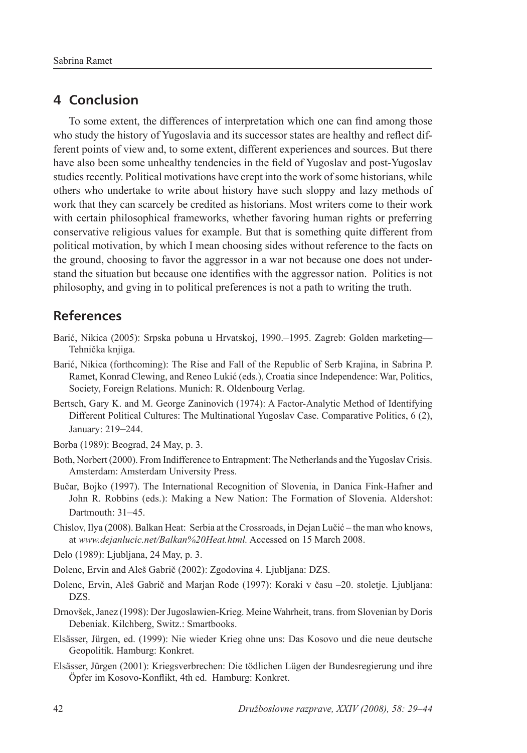## 4 Conclusion

To some extent, the differences of interpretation which one can find among those who study the history of Yugoslavia and its successor states are healthy and reflect different points of view and, to some extent, different experiences and sources. But there have also been some unhealthy tendencies in the field of Yugoslav and post-Yugoslav studies recently. Political motivations have crept into the work of some historians, while others who undertake to write about history have such sloppy and lazy methods of work that they can scarcely be credited as historians. Most writers come to their work with certain philosophical frameworks, whether favoring human rights or preferring conservative religious values for example. But that is something quite different from political motivation, by which I mean choosing sides without reference to the facts on the ground, choosing to favor the aggressor in a war not because one does not understand the situation but because one identifies with the aggressor nation. Politics is not philosophy, and gving in to political preferences is not a path to writing the truth.

## References

Barić, Nikica (2005): Srpska pobuna u Hrvatskoj, 1990.–1995. Zagreb: Golden marketing—Tehnička knjiga.

Barić, Nikica (forthcoming): The Rise and Fall of the Republic of Serb Krajina, in Sabrina P. Ramet, Konrad Clewing, and Reneo Lukić (eds.), Croatia since Independence: War, Politics, Society, Foreign Relations. Munich: R. Oldenbourg Verlag.

Bertsch, Gary K. and M. George Zaninovich (1974): A Factor-Analytic Method of Identifying Different Political Cultures: The Multinational Yugoslav Case. Comparative Politics, 6 (2), January: 219–244.

Borba (1989): Beograd, 24 May, p. 3.

Both, Norbert (2000). From Indifference to Entrapment: The Netherlands and the Yugoslav Crisis. Amsterdam: Amsterdam University Press.

Bučar, Bojko (1997). The International Recognition of Slovenia, in Danica Fink-Hafner and John R. Robbins (eds.): Making a New Nation: The Formation of Slovenia. Aldershot: Dartmouth: 31–45.

Chislov, Ilya (2008). Balkan Heat: Serbia at the Crossroads, in Dejan Lučić – the man who knows, at *www.dejanlucic.net/Balkan%20Heat.html.* Accessed on 15 March 2008.

Delo (1989): Ljubljana, 24 May, p. 3.

Dolenc, Ervin and Aleš Gabrič (2002): Zgodovina 4. Ljubljana: DZS.

Dolenc, Ervin, Aleš Gabrič and Marjan Rode (1997): Koraki v času –20. stoletje. Ljubljana: DZS.

Drnovšek, Janez (1998): Der Jugoslawien-Krieg. Meine Wahrheit, trans. from Slovenian by Doris Debeniak. Kilchberg, Switz.: Smartbooks.

Elsässer, Jürgen, ed. (1999): Nie wieder Krieg ohne uns: Das Kosovo und die neue deutsche Geopolitik. Hamburg: Konkret.

Elsässer, Jürgen (2001): Kriegsverbrechen: Die tödlichen Lügen der Bundesregierung und ihre Öpfer im Kosovo-Konflikt, 4th ed. Hamburg: Konkret.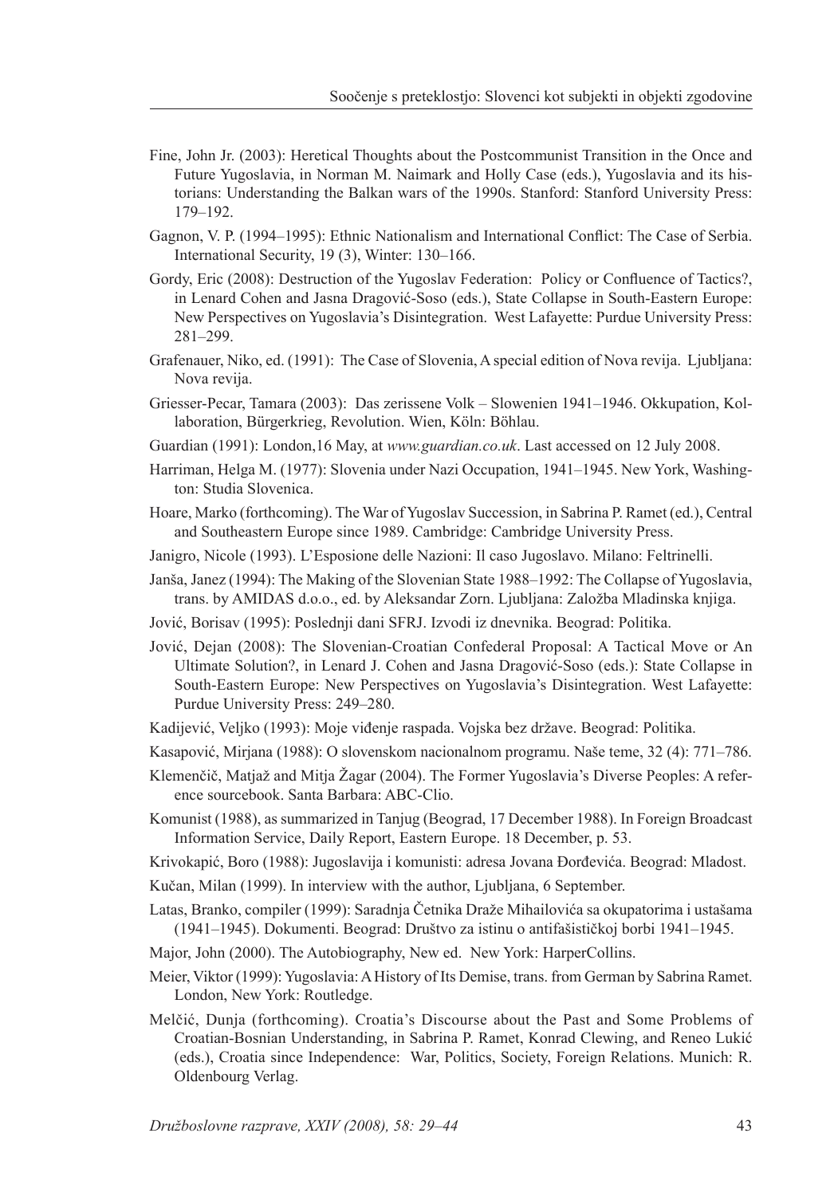Fine, John Jr. (2003): Heretical Thoughts about the Postcommunist Transition in the Once and Future Yugoslavia, in Norman M. Naimark and Holly Case (eds.), Yugoslavia and its historians: Understanding the Balkan wars of the 1990s. Stanford: Stanford University Press: 179–192.

Gagnon, V. P. (1994–1995): Ethnic Nationalism and International Conflict: The Case of Serbia. International Security, 19 (3), Winter: 130–166.

Gordy, Eric (2008): Destruction of the Yugoslav Federation: Policy or Confluence of Tactics?, in Lenard Cohen and Jasna Dragović-Soso (eds.), State Collapse in South-Eastern Europe: New Perspectives on Yugoslavia's Disintegration. West Lafayette: Purdue University Press: 281–299.

Grafenauer, Niko, ed. (1991): The Case of Slovenia, A special edition of Nova revija. Ljubljana: Nova revija.

Griesser-Pecar, Tamara (2003): Das zerissene Volk – Slowenien 1941–1946. Okkupation, Kollaboration, Bürgerkrieg, Revolution. Wien, Köln: Böhlau.

Guardian (1991): London,16 May, at *www.guardian.co.uk*. Last accessed on 12 July 2008.

Harriman, Helga M. (1977): Slovenia under Nazi Occupation, 1941–1945. New York, Washington: Studia Slovenica.

Hoare, Marko (forthcoming). The War of Yugoslav Succession, in Sabrina P. Ramet (ed.), Central and Southeastern Europe since 1989. Cambridge: Cambridge University Press.

Janigro, Nicole (1993). L'Esposione delle Nazioni: Il caso Jugoslavo. Milano: Feltrinelli.

Janša, Janez (1994): The Making of the Slovenian State 1988–1992: The Collapse of Yugoslavia, trans. by AMIDAS d.o.o., ed. by Aleksandar Zorn. Ljubljana: Založba Mladinska knjiga.

Jović, Borisav (1995): Poslednji dani SFRJ. Izvodi iz dnevnika. Beograd: Politika.

Jović, Dejan (2008): The Slovenian-Croatian Confederal Proposal: A Tactical Move or An Ultimate Solution?, in Lenard J. Cohen and Jasna Dragović-Soso (eds.): State Collapse in South-Eastern Europe: New Perspectives on Yugoslavia's Disintegration. West Lafayette: Purdue University Press: 249–280.

Kadijević, Veljko (1993): Moje viđenje raspada. Vojska bez države. Beograd: Politika.

Kasapović, Mirjana (1988): O slovenskom nacionalnom programu. Naše teme, 32 (4): 771–786.

Klemenčič, Matjaž and Mitja Žagar (2004). The Former Yugoslavia's Diverse Peoples: A reference sourcebook. Santa Barbara: ABC-Clio.

Komunist (1988), as summarized in Tanjug (Beograd, 17 December 1988). In Foreign Broadcast Information Service, Daily Report, Eastern Europe. 18 December, p. 53.

Krivokapić, Boro (1988): Jugoslavija i komunisti: adresa Jovana Đorđevića. Beograd: Mladost.

Kučan, Milan (1999). In interview with the author, Ljubljana, 6 September.

Latas, Branko, compiler (1999): Saradnja Četnika Draže Mihailovića sa okupatorima i ustašama (1941–1945). Dokumenti. Beograd: Društvo za istinu o antifašističkoj borbi 1941–1945.

Major, John (2000). The Autobiography, New ed. New York: HarperCollins.

Meier, Viktor (1999): Yugoslavia: A History of Its Demise, trans. from German by Sabrina Ramet. London, New York: Routledge.

Melčić, Dunja (forthcoming). Croatia's Discourse about the Past and Some Problems of Croatian-Bosnian Understanding, in Sabrina P. Ramet, Konrad Clewing, and Reneo Lukić (eds.), Croatia since Independence: War, Politics, Society, Foreign Relations. Munich: R. Oldenbourg Verlag.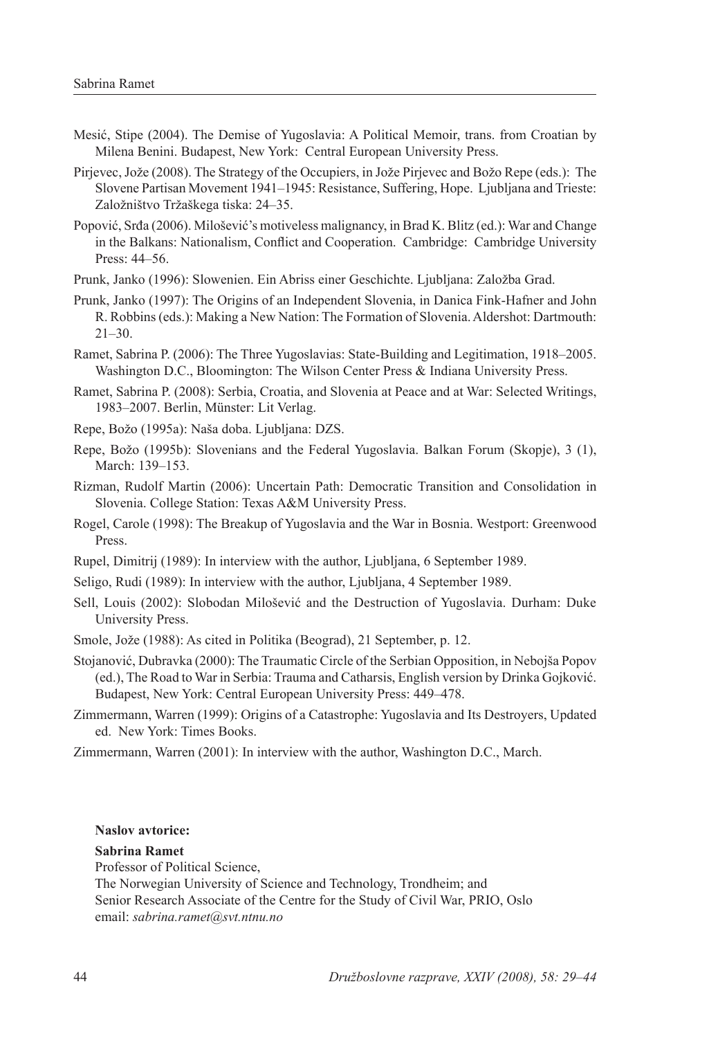Mesić, Stipe (2004). The Demise of Yugoslavia: A Political Memoir, trans. from Croatian by Milena Benini. Budapest, New York: Central European University Press.

Pirjevec, Jože (2008). The Strategy of the Occupiers, in Jože Pirjevec and Božo Repe (eds.): The Slovene Partisan Movement 1941–1945: Resistance, Suffering, Hope. Ljubljana and Trieste: Založništvo Tržaškega tiska: 24–35.

Popović, Srđa (2006). Milošević's motiveless malignancy, in Brad K. Blitz (ed.): War and Change in the Balkans: Nationalism, Conflict and Cooperation. Cambridge: Cambridge University Press: 44–56.

Prunk, Janko (1996): Slowenien. Ein Abriss einer Geschichte. Ljubljana: Založba Grad.

Prunk, Janko (1997): The Origins of an Independent Slovenia, in Danica Fink-Hafner and John R. Robbins (eds.): Making a New Nation: The Formation of Slovenia. Aldershot: Dartmouth: 21–30.

Ramet, Sabrina P. (2006): The Three Yugoslavias: State-Building and Legitimation, 1918–2005. Washington D.C., Bloomington: The Wilson Center Press & Indiana University Press.

Ramet, Sabrina P. (2008): Serbia, Croatia, and Slovenia at Peace and at War: Selected Writings, 1983–2007. Berlin, Münster: Lit Verlag.

Repe, Božo (1995a): Naša doba. Ljubljana: DZS.

Repe, Božo (1995b): Slovenians and the Federal Yugoslavia. Balkan Forum (Skopje), 3 (1), March: 139–153.

Rizman, Rudolf Martin (2006): Uncertain Path: Democratic Transition and Consolidation in Slovenia. College Station: Texas A&M University Press.

Rogel, Carole (1998): The Breakup of Yugoslavia and the War in Bosnia. Westport: Greenwood Press.

Rupel, Dimitrij (1989): In interview with the author, Ljubljana, 6 September 1989.

Seligo, Rudi (1989): In interview with the author, Ljubljana, 4 September 1989.

Sell, Louis (2002): Slobodan Milošević and the Destruction of Yugoslavia. Durham: Duke University Press.

Smole, Jože (1988): As cited in Politika (Beograd), 21 September, p. 12.

Stojanović, Dubravka (2000): The Traumatic Circle of the Serbian Opposition, in Nebojša Popov (ed.), The Road to War in Serbia: Trauma and Catharsis, English version by Drinka Gojković. Budapest, New York: Central European University Press: 449–478.

Zimmermann, Warren (1999): Origins of a Catastrophe: Yugoslavia and Its Destroyers, Updated ed. New York: Times Books.

Zimmermann, Warren (2001): In interview with the author, Washington D.C., March.

**Naslov avtorice:**

**Sabrina Ramet**
Professor of Political Science,
The Norwegian University of Science and Technology, Trondheim; and
Senior Research Associate of the Centre for the Study of Civil War, PRIO, Oslo
email: *sabrina.ramet@svt.ntnu.no*